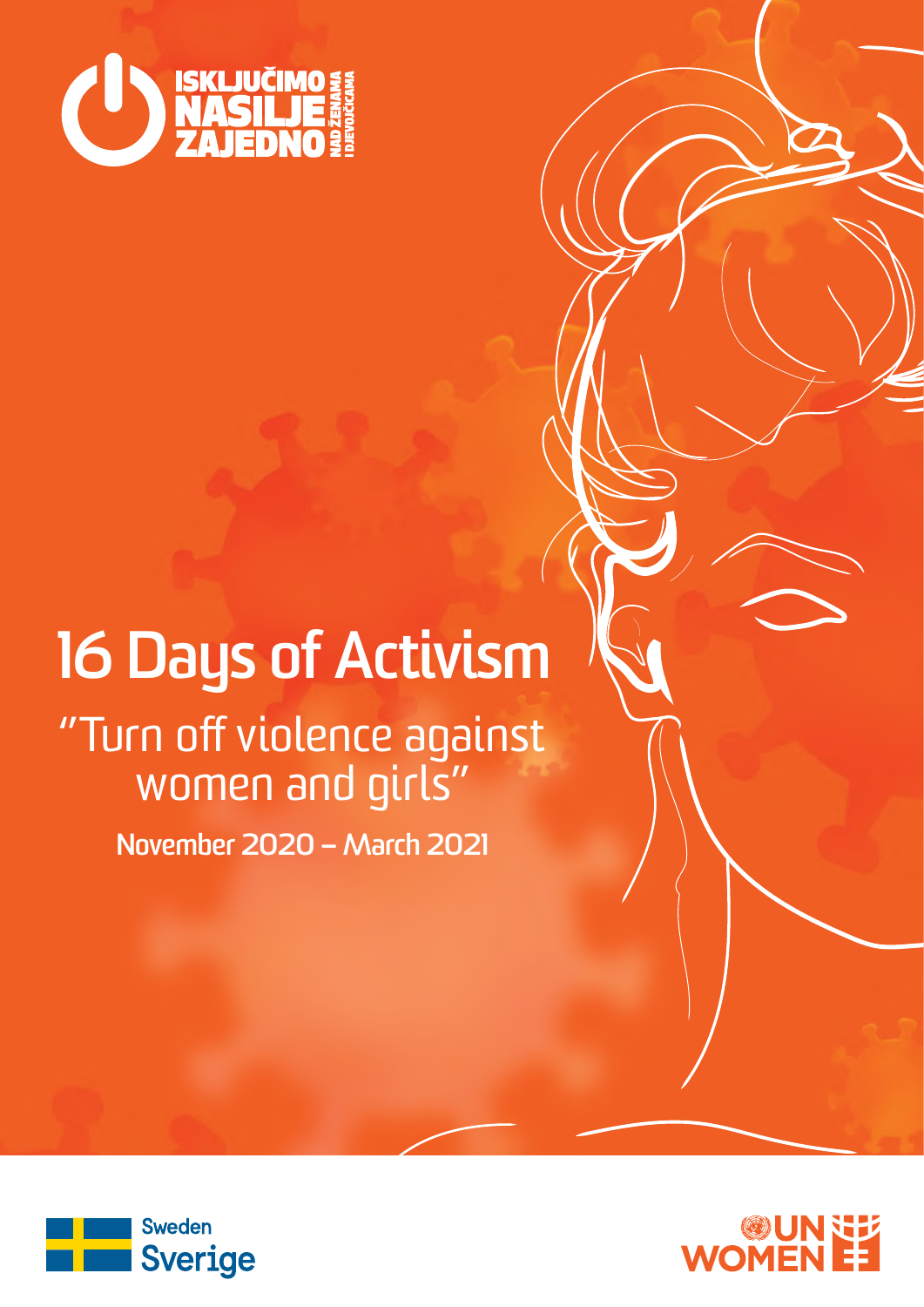ISKLJUČIMO NASILJE ZAJEDNO NAD ŽENAMA I DJEVOJČICAMA

# 16 Days of Activism

## "Turn off violence against women and girls"

**November 2020 – March 2021**

Sweden
Sverige

UN WOMEN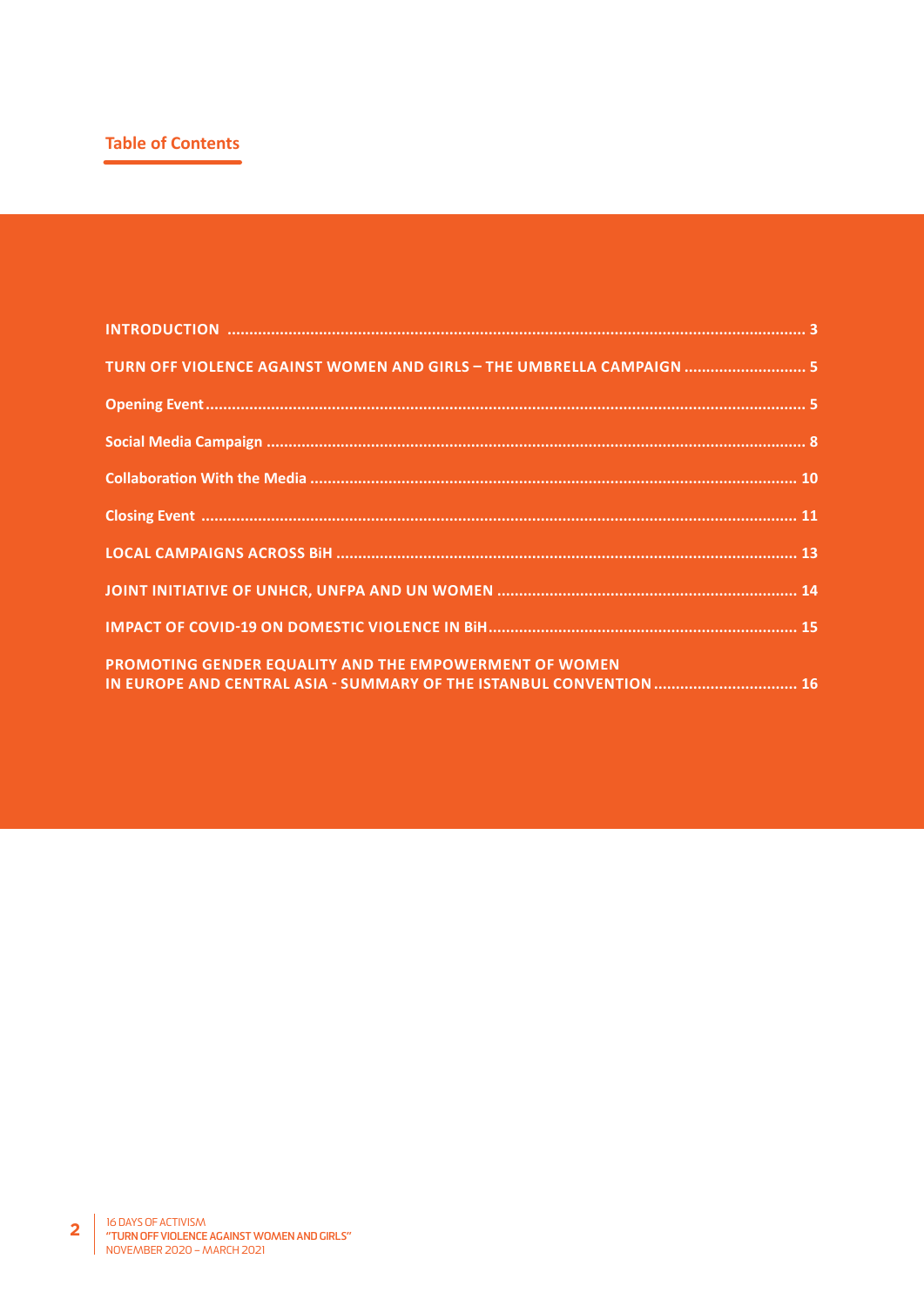## Table of Contents

| | |
|---|---|
| INTRODUCTION | 3 |
| TURN OFF VIOLENCE AGAINST WOMEN AND GIRLS – THE UMBRELLA CAMPAIGN | 5 |
| Opening Event | 5 |
| Social Media Campaign | 8 |
| Collaboration With the Media | 10 |
| Closing Event | 11 |
| LOCAL CAMPAIGNS ACROSS BiH | 13 |
| JOINT INITIATIVE OF UNHCR, UNFPA AND UN WOMEN | 14 |
| IMPACT OF COVID-19 ON DOMESTIC VIOLENCE IN BiH | 15 |
| PROMOTING GENDER EQUALITY AND THE EMPOWERMENT OF WOMEN IN EUROPE AND CENTRAL ASIA - SUMMARY OF THE ISTANBUL CONVENTION | 16 |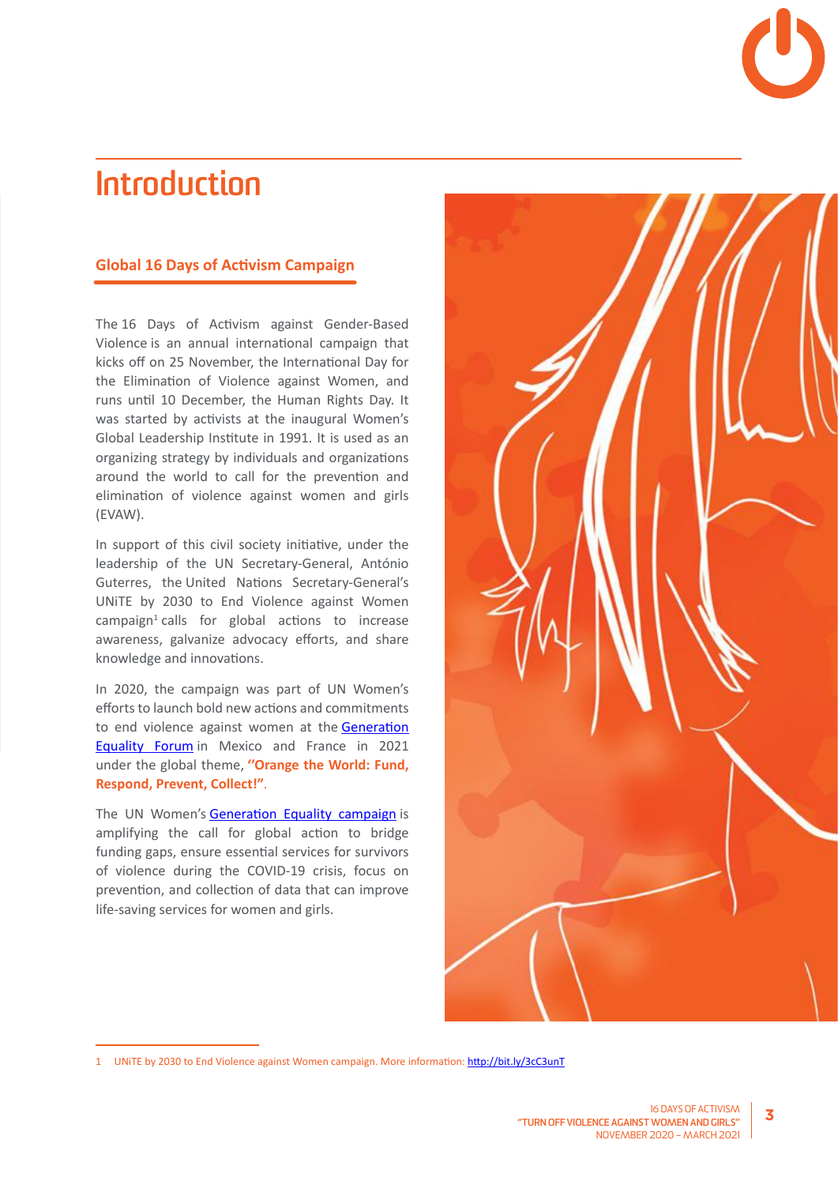# Introduction

## Global 16 Days of Activism Campaign

The 16 Days of Activism against Gender-Based Violence is an annual international campaign that kicks off on 25 November, the International Day for the Elimination of Violence against Women, and runs until 10 December, the Human Rights Day. It was started by activists at the inaugural Women's Global Leadership Institute in 1991. It is used as an organizing strategy by individuals and organizations around the world to call for the prevention and elimination of violence against women and girls (EVAW).

In support of this civil society initiative, under the leadership of the UN Secretary-General, António Guterres, the United Nations Secretary-General's UNiTE by 2030 to End Violence against Women campaign[1] calls for global actions to increase awareness, galvanize advocacy efforts, and share knowledge and innovations.

In 2020, the campaign was part of UN Women's efforts to launch bold new actions and commitments to end violence against women at the Generation Equality Forum in Mexico and France in 2021 under the global theme, **"Orange the World: Fund, Respond, Prevent, Collect!"**.

The UN Women's Generation Equality campaign is amplifying the call for global action to bridge funding gaps, ensure essential services for survivors of violence during the COVID-19 crisis, focus on prevention, and collection of data that can improve life-saving services for women and girls.

1 UNiTE by 2030 to End Violence against Women campaign. More information: http://bit.ly/3cC3unT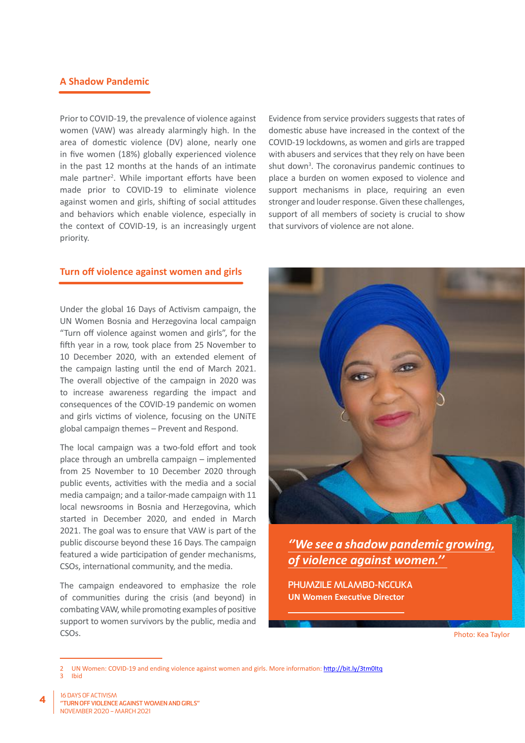## A Shadow Pandemic

Prior to COVID-19, the prevalence of violence against women (VAW) was already alarmingly high. In the area of domestic violence (DV) alone, nearly one in five women (18%) globally experienced violence in the past 12 months at the hands of an intimate male partner[2]. While important efforts have been made prior to COVID-19 to eliminate violence against women and girls, shifting of social attitudes and behaviors which enable violence, especially in the context of COVID-19, is an increasingly urgent priority.

Evidence from service providers suggests that rates of domestic abuse have increased in the context of the COVID-19 lockdowns, as women and girls are trapped with abusers and services that they rely on have been shut down[3]. The coronavirus pandemic continues to place a burden on women exposed to violence and support mechanisms in place, requiring an even stronger and louder response. Given these challenges, support of all members of society is crucial to show that survivors of violence are not alone.

## Turn off violence against women and girls

Under the global 16 Days of Activism campaign, the UN Women Bosnia and Herzegovina local campaign "Turn off violence against women and girls", for the fifth year in a row, took place from 25 November to 10 December 2020, with an extended element of the campaign lasting until the end of March 2021. The overall objective of the campaign in 2020 was to increase awareness regarding the impact and consequences of the COVID-19 pandemic on women and girls victims of violence, focusing on the UNiTE global campaign themes – Prevent and Respond.

The local campaign was a two-fold effort and took place through an umbrella campaign – implemented from 25 November to 10 December 2020 through public events, activities with the media and a social media campaign; and a tailor-made campaign with 11 local newsrooms in Bosnia and Herzegovina, which started in December 2020, and ended in March 2021. The goal was to ensure that VAW is part of the public discourse beyond these 16 Days. The campaign featured a wide participation of gender mechanisms, CSOs, international community, and the media.

The campaign endeavored to emphasize the role of communities during the crisis (and beyond) in combating VAW, while promoting examples of positive support to women survivors by the public, media and CSOs.

> ***"We see a shadow pandemic growing, of violence against women."***
>
> **PHUMZILE MLAMBO-NGCUKA**
> **UN Women Executive Director**

Photo: Kea Taylor

2 UN Women: COVID-19 and ending violence against women and girls. More information: http://bit.ly/3tm0Itq
3 Ibid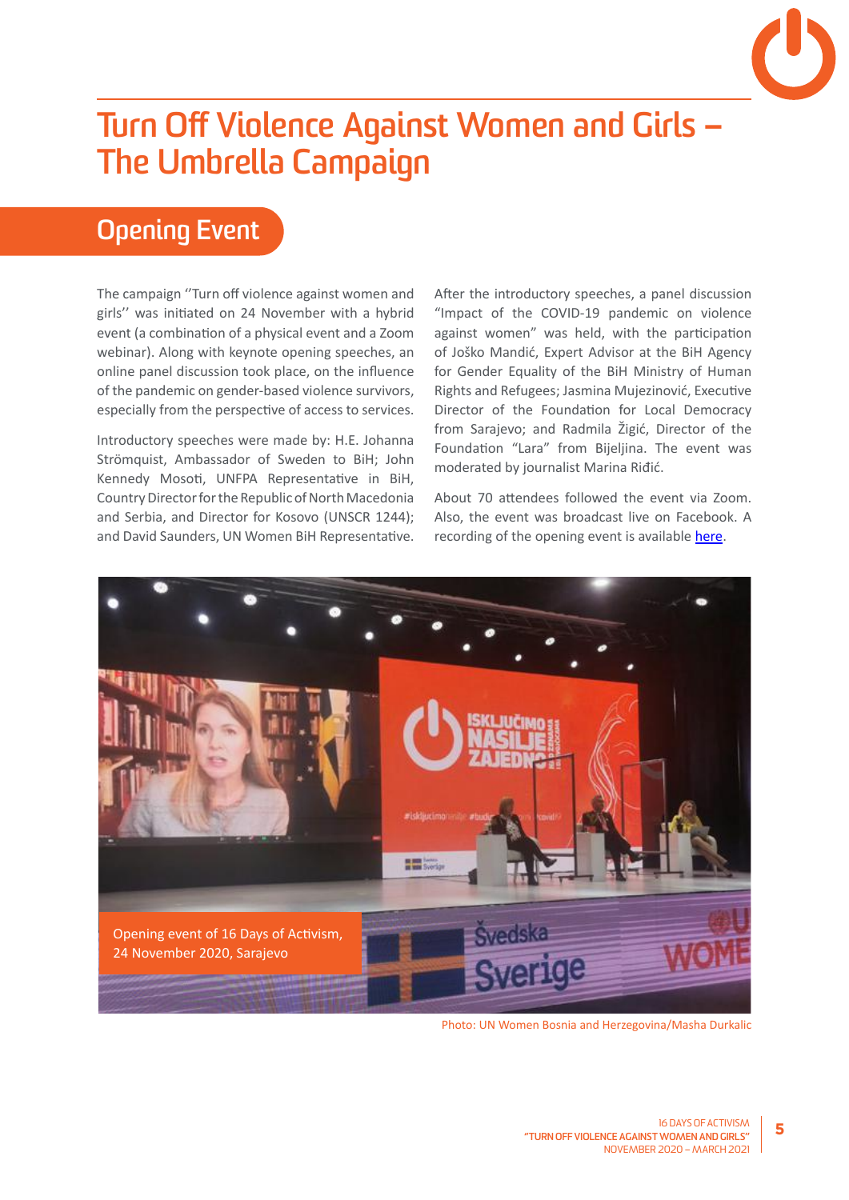# Turn Off Violence Against Women and Girls – The Umbrella Campaign

## Opening Event

The campaign ''Turn off violence against women and girls'' was initiated on 24 November with a hybrid event (a combination of a physical event and a Zoom webinar). Along with keynote opening speeches, an online panel discussion took place, on the influence of the pandemic on gender-based violence survivors, especially from the perspective of access to services.

Introductory speeches were made by: H.E. Johanna Strömquist, Ambassador of Sweden to BiH; John Kennedy Mosoti, UNFPA Representative in BiH, Country Director for the Republic of North Macedonia and Serbia, and Director for Kosovo (UNSCR 1244); and David Saunders, UN Women BiH Representative.

After the introductory speeches, a panel discussion "Impact of the COVID-19 pandemic on violence against women" was held, with the participation of Joško Mandić, Expert Advisor at the BiH Agency for Gender Equality of the BiH Ministry of Human Rights and Refugees; Jasmina Mujezinović, Executive Director of the Foundation for Local Democracy from Sarajevo; and Radmila Žigić, Director of the Foundation "Lara" from Bijeljina. The event was moderated by journalist Marina Riđić.

About 70 attendees followed the event via Zoom. Also, the event was broadcast live on Facebook. A recording of the opening event is available here.

Opening event of 16 Days of Activism, 24 November 2020, Sarajevo

Photo: UN Women Bosnia and Herzegovina/Masha Durkalic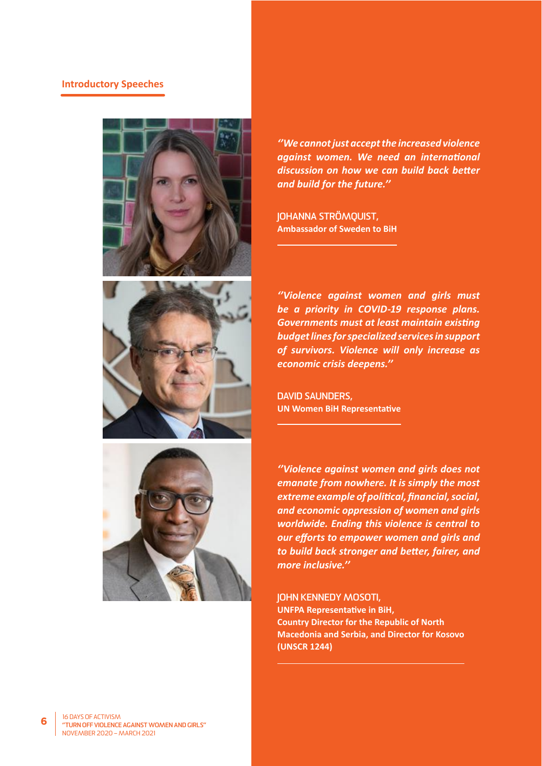## Introductory Speeches

*''We cannot just accept the increased violence against women. We need an international discussion on how we can build back better and build for the future.''*

JOHANNA STRÖMQUIST,
**Ambassador of Sweden to BiH**

*''Violence against women and girls must be a priority in COVID-19 response plans. Governments must at least maintain existing budget lines for specialized services in support of survivors. Violence will only increase as economic crisis deepens.''*

DAVID SAUNDERS,
**UN Women BiH Representative**

*''Violence against women and girls does not emanate from nowhere. It is simply the most extreme example of political, financial, social, and economic oppression of women and girls worldwide. Ending this violence is central to our efforts to empower women and girls and to build back stronger and better, fairer, and more inclusive.''*

JOHN KENNEDY MOSOTI,
**UNFPA Representative in BiH,**
**Country Director for the Republic of North Macedonia and Serbia, and Director for Kosovo (UNSCR 1244)**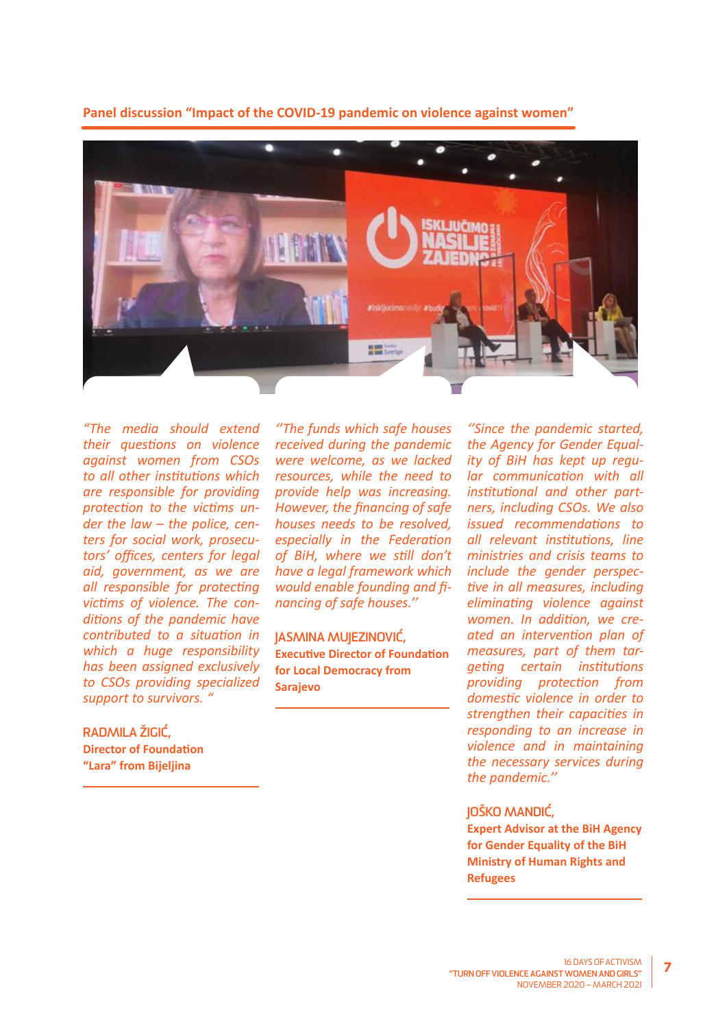## Panel discussion "Impact of the COVID-19 pandemic on violence against women"

*"The media should extend their questions on violence against women from CSOs to all other institutions which are responsible for providing protection to the victims under the law – the police, centers for social work, prosecutors' offices, centers for legal aid, government, as we are all responsible for protecting victims of violence. The conditions of the pandemic have contributed to a situation in which a huge responsibility has been assigned exclusively to CSOs providing specialized support to survivors. "*

RADMILA ŽIGIĆ,
**Director of Foundation "Lara" from Bijeljina**

*''The funds which safe houses received during the pandemic were welcome, as we lacked resources, while the need to provide help was increasing. However, the financing of safe houses needs to be resolved, especially in the Federation of BiH, where we still don't have a legal framework which would enable founding and financing of safe houses.''*

JASMINA MUJEZINOVIĆ,
**Executive Director of Foundation for Local Democracy from Sarajevo**

*''Since the pandemic started, the Agency for Gender Equality of BiH has kept up regular communication with all institutional and other partners, including CSOs. We also issued recommendations to all relevant institutions, line ministries and crisis teams to include the gender perspective in all measures, including eliminating violence against women. In addition, we created an intervention plan of measures, part of them targeting certain institutions providing protection from domestic violence in order to strengthen their capacities in responding to an increase in violence and in maintaining the necessary services during the pandemic.''*

JOŠKO MANDIĆ,
**Expert Advisor at the BiH Agency for Gender Equality of the BiH Ministry of Human Rights and Refugees**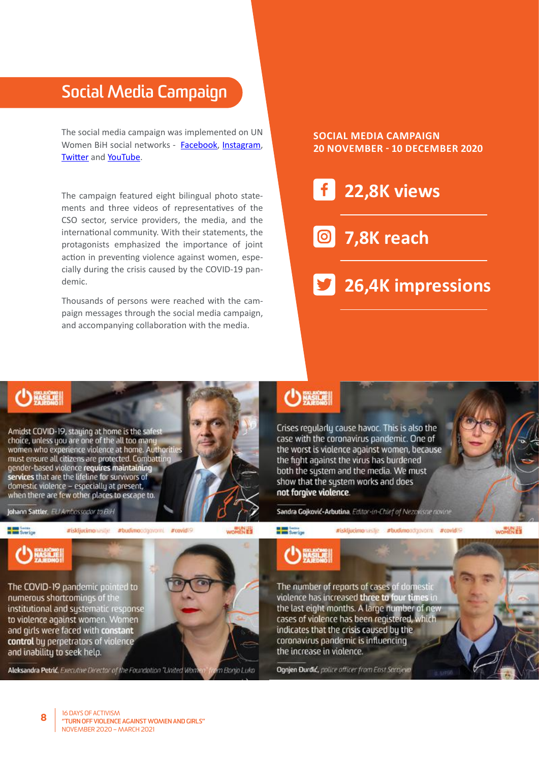## Social Media Campaign

The social media campaign was implemented on UN Women BiH social networks - Facebook, Instagram, Twitter and YouTube.

The campaign featured eight bilingual photo statements and three videos of representatives of the CSO sector, service providers, the media, and the international community. With their statements, the protagonists emphasized the importance of joint action in preventing violence against women, especially during the crisis caused by the COVID-19 pandemic.

Thousands of persons were reached with the campaign messages through the social media campaign, and accompanying collaboration with the media.

**SOCIAL MEDIA CAMPAIGN**
**20 NOVEMBER - 10 DECEMBER 2020**

**22,8K views** (Facebook)

**7,8K reach** (Instagram)

**26,4K impressions** (Twitter)

Amidst COVID-19, staying at home is the safest choice, unless you are one of the all too many women who experience violence at home. Authorities must ensure all citizens are protected. Combatting gender-based violence **requires maintaining services** that are the lifeline for survivors of domestic violence – especially at present, when there are few other places to escape to.

Johann Sattler, *EU Ambassador to BiH*

Crises regularly cause havoc. This is also the case with the coronavirus pandemic. One of the worst is violence against women, because the fight against the virus has burdened both the system and the media. We must show that the system works and does **not forgive violence**.

Sandra Gojković-Arbutina, *Editor-in-Chief of Nezavisne novine*

The COVID-19 pandemic pointed to numerous shortcomings of the institutional and systematic response to violence against women. Women and girls were faced with **constant control** by perpetrators of violence and inability to seek help.

Aleksandra Petrić, *Executive Director of the Foundation "United Women" from Banja Luka*

The number of reports of cases of domestic violence has increased **three to four times** in the last eight months. A large number of new cases of violence has been registered, which indicates that the crisis caused by the coronavirus pandemic is influencing the increase in violence.

Ognjen Đurđić, *police officer from East Sarajevo*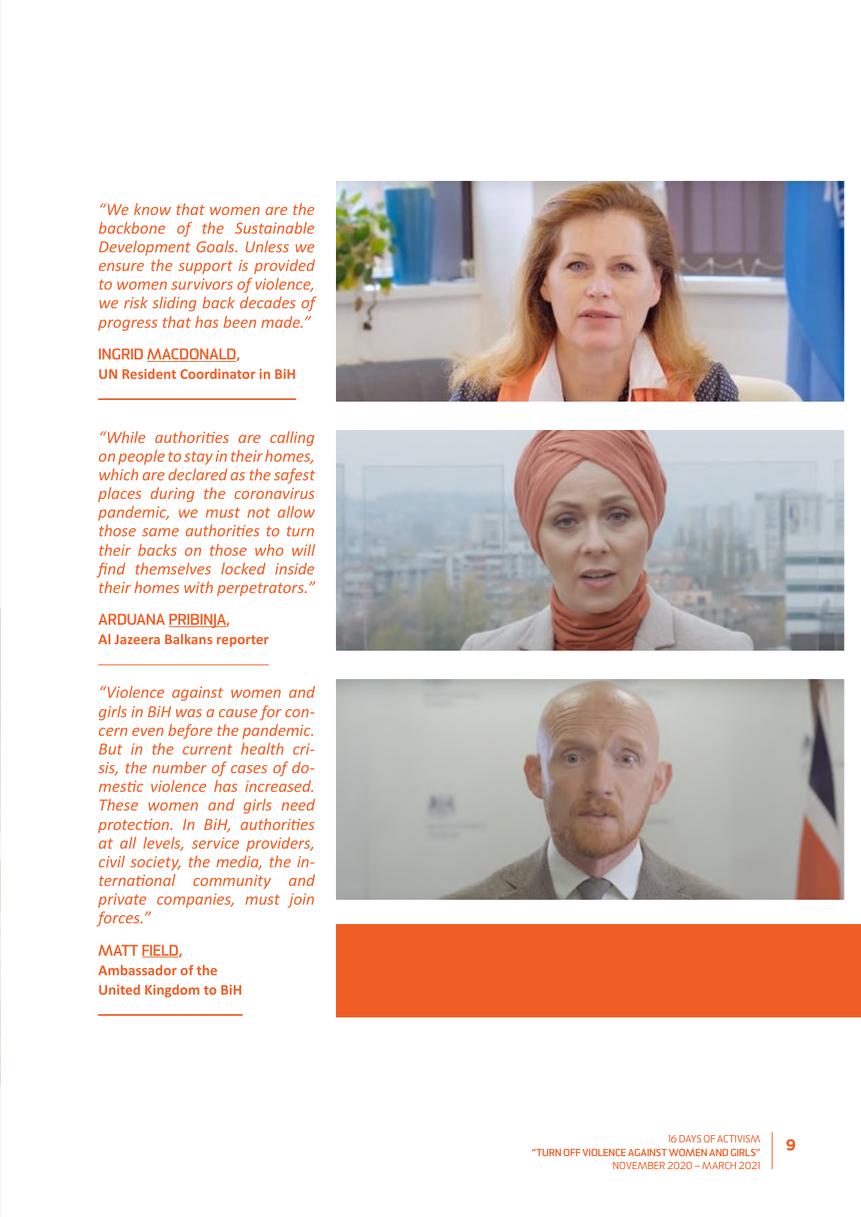*"We know that women are the backbone of the Sustainable Development Goals. Unless we ensure the support is provided to women survivors of violence, we risk sliding back decades of progress that has been made."*

INGRID MACDONALD,
**UN Resident Coordinator in BiH**

---

*"While authorities are calling on people to stay in their homes, which are declared as the safest places during the coronavirus pandemic, we must not allow those same authorities to turn their backs on those who will find themselves locked inside their homes with perpetrators."*

ARDUANA PRIBINJA,
**Al Jazeera Balkans reporter**

---

*"Violence against women and girls in BiH was a cause for concern even before the pandemic. But in the current health crisis, the number of cases of domestic violence has increased. These women and girls need protection. In BiH, authorities at all levels, service providers, civil society, the media, the international community and private companies, must join forces."*

MATT FIELD,
**Ambassador of the United Kingdom to BiH**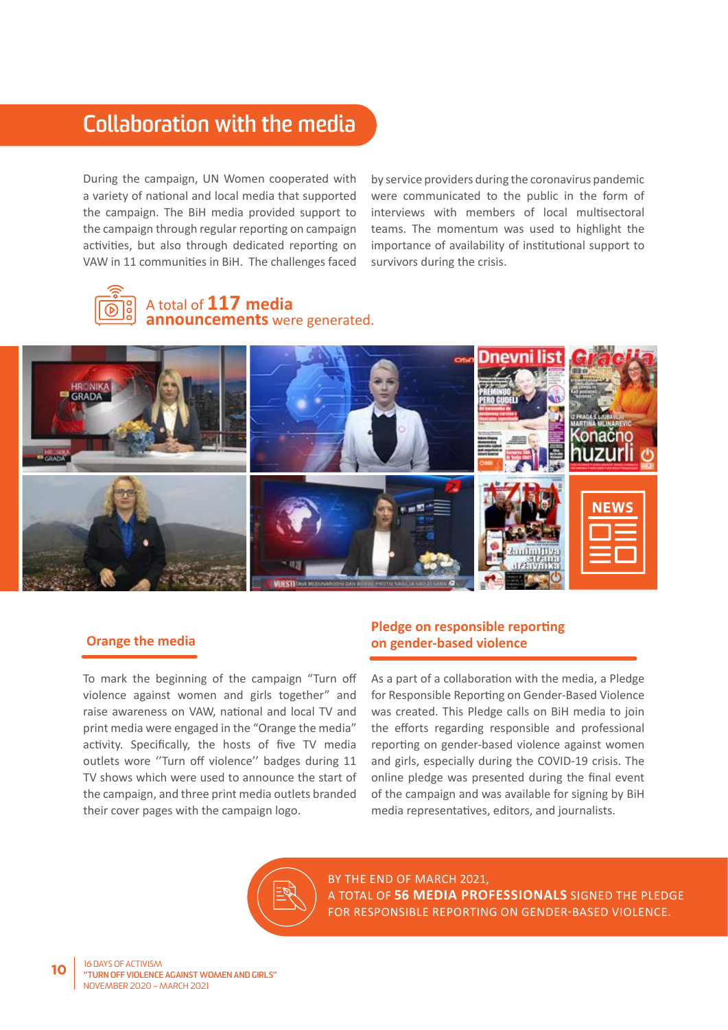# Collaboration with the media

During the campaign, UN Women cooperated with a variety of national and local media that supported the campaign. The BiH media provided support to the campaign through regular reporting on campaign activities, but also through dedicated reporting on VAW in 11 communities in BiH. The challenges faced by service providers during the coronavirus pandemic were communicated to the public in the form of interviews with members of local multisectoral teams. The momentum was used to highlight the importance of availability of institutional support to survivors during the crisis.

A total of **117 media announcements** were generated.

## Orange the media

To mark the beginning of the campaign "Turn off violence against women and girls together" and raise awareness on VAW, national and local TV and print media were engaged in the "Orange the media" activity. Specifically, the hosts of five TV media outlets wore ''Turn off violence'' badges during 11 TV shows which were used to announce the start of the campaign, and three print media outlets branded their cover pages with the campaign logo.

## Pledge on responsible reporting on gender-based violence

As a part of a collaboration with the media, a Pledge for Responsible Reporting on Gender-Based Violence was created. This Pledge calls on BiH media to join the efforts regarding responsible and professional reporting on gender-based violence against women and girls, especially during the COVID-19 crisis. The online pledge was presented during the final event of the campaign and was available for signing by BiH media representatives, editors, and journalists.

BY THE END OF MARCH 2021, A TOTAL OF **56 MEDIA PROFESSIONALS** SIGNED THE PLEDGE FOR RESPONSIBLE REPORTING ON GENDER-BASED VIOLENCE.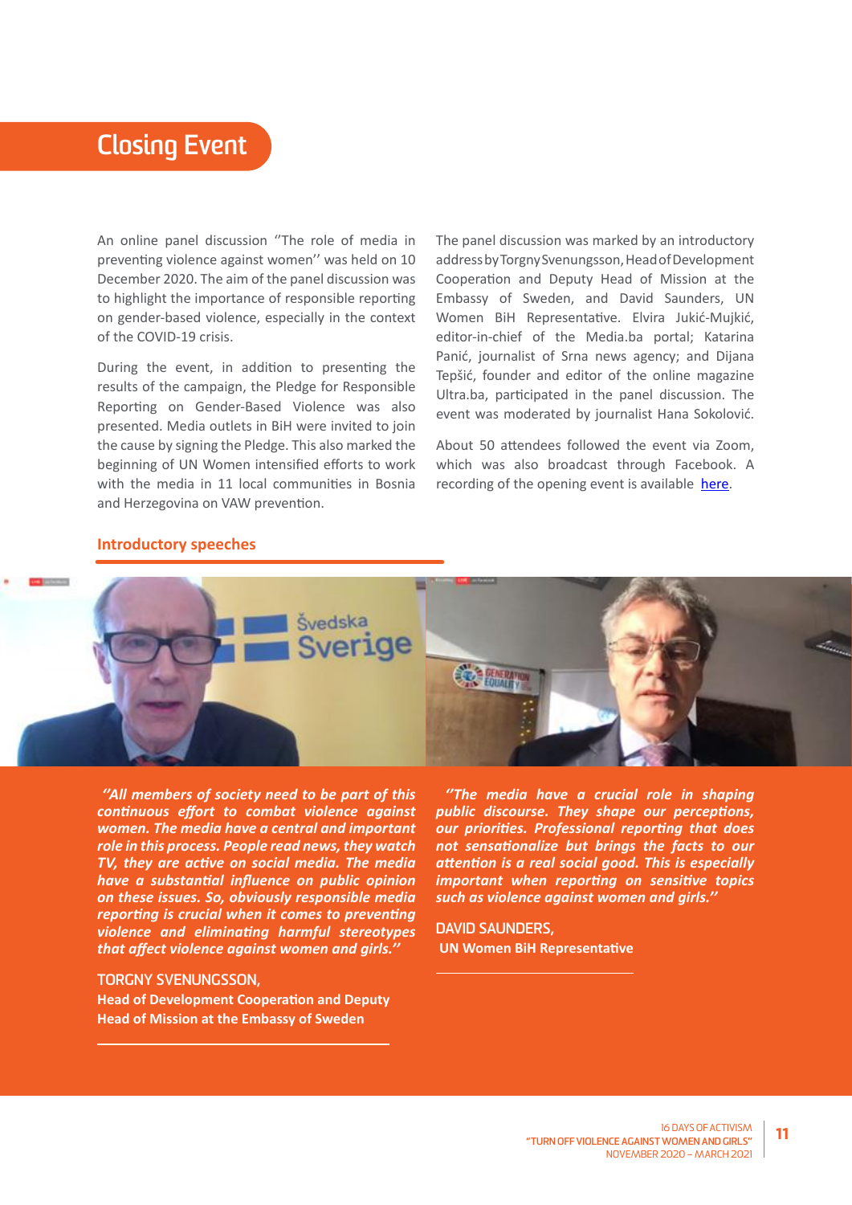# Closing Event

An online panel discussion ''The role of media in preventing violence against women'' was held on 10 December 2020. The aim of the panel discussion was to highlight the importance of responsible reporting on gender-based violence, especially in the context of the COVID-19 crisis.

During the event, in addition to presenting the results of the campaign, the Pledge for Responsible Reporting on Gender-Based Violence was also presented. Media outlets in BiH were invited to join the cause by signing the Pledge. This also marked the beginning of UN Women intensified efforts to work with the media in 11 local communities in Bosnia and Herzegovina on VAW prevention.

The panel discussion was marked by an introductory address by Torgny Svenungsson, Head of Development Cooperation and Deputy Head of Mission at the Embassy of Sweden, and David Saunders, UN Women BiH Representative. Elvira Jukić-Mujkić, editor-in-chief of the Media.ba portal; Katarina Panić, journalist of Srna news agency; and Dijana Tepšić, founder and editor of the online magazine Ultra.ba, participated in the panel discussion. The event was moderated by journalist Hana Sokolović.

About 50 attendees followed the event via Zoom, which was also broadcast through Facebook. A recording of the opening event is available here.

## Introductory speeches

*''All members of society need to be part of this continuous effort to combat violence against women. The media have a central and important role in this process. People read news, they watch TV, they are active on social media. The media have a substantial influence on public opinion on these issues. So, obviously responsible media reporting is crucial when it comes to preventing violence and eliminating harmful stereotypes that affect violence against women and girls.''*

TORGNY SVENUNGSSON,
**Head of Development Cooperation and Deputy Head of Mission at the Embassy of Sweden**

*''The media have a crucial role in shaping public discourse. They shape our perceptions, our priorities. Professional reporting that does not sensationalize but brings the facts to our attention is a real social good. This is especially important when reporting on sensitive topics such as violence against women and girls.''*

DAVID SAUNDERS,
**UN Women BiH Representative**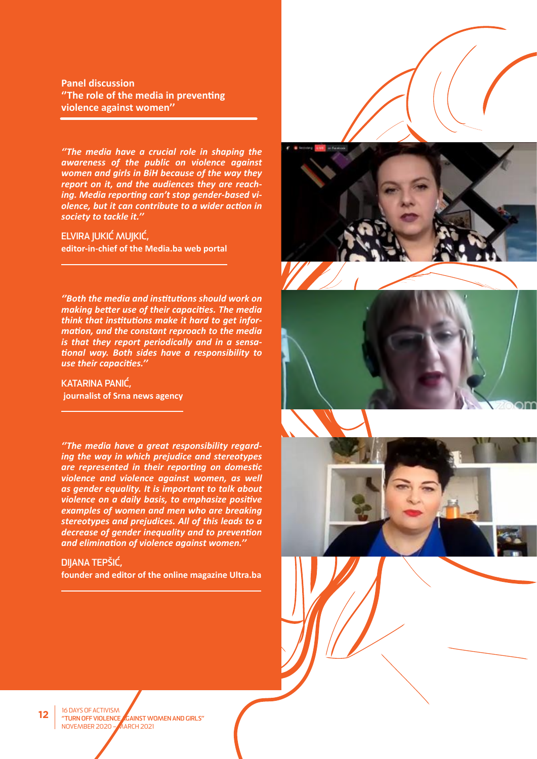**Panel discussion**
**"The role of the media in preventing violence against women"**

***"The media have a crucial role in shaping the awareness of the public on violence against women and girls in BiH because of the way they report on it, and the audiences they are reaching. Media reporting can't stop gender-based violence, but it can contribute to a wider action in society to tackle it."***

ELVIRA JUKIĆ MUJKIĆ,
**editor-in-chief of the Media.ba web portal**

***"Both the media and institutions should work on making better use of their capacities. The media think that institutions make it hard to get information, and the constant reproach to the media is that they report periodically and in a sensational way. Both sides have a responsibility to use their capacities."***

KATARINA PANIĆ,
**journalist of Srna news agency**

***"The media have a great responsibility regarding the way in which prejudice and stereotypes are represented in their reporting on domestic violence and violence against women, as well as gender equality. It is important to talk about violence on a daily basis, to emphasize positive examples of women and men who are breaking stereotypes and prejudices. All of this leads to a decrease of gender inequality and to prevention and elimination of violence against women."***

DIJANA TEPŠIĆ,
**founder and editor of the online magazine Ultra.ba**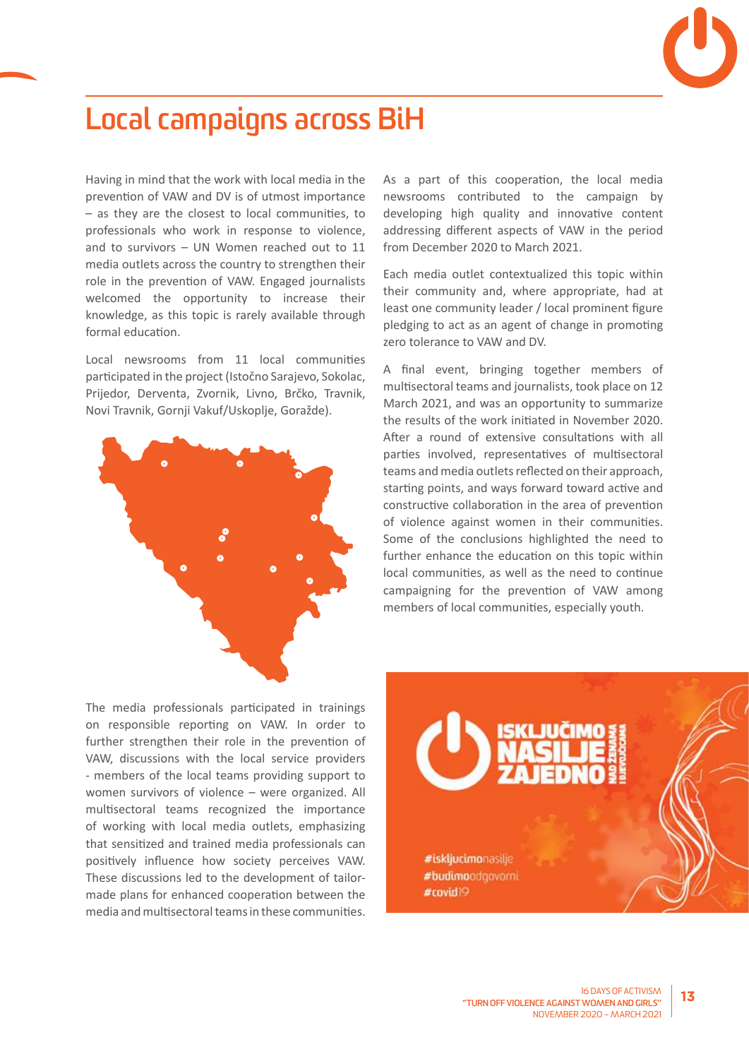# Local campaigns across BiH

Having in mind that the work with local media in the prevention of VAW and DV is of utmost importance – as they are the closest to local communities, to professionals who work in response to violence, and to survivors – UN Women reached out to 11 media outlets across the country to strengthen their role in the prevention of VAW. Engaged journalists welcomed the opportunity to increase their knowledge, as this topic is rarely available through formal education.

Local newsrooms from 11 local communities participated in the project (Istočno Sarajevo, Sokolac, Prijedor, Derventa, Zvornik, Livno, Brčko, Travnik, Novi Travnik, Gornji Vakuf/Uskoplje, Goražde).

The media professionals participated in trainings on responsible reporting on VAW. In order to further strengthen their role in the prevention of VAW, discussions with the local service providers - members of the local teams providing support to women survivors of violence – were organized. All multisectoral teams recognized the importance of working with local media outlets, emphasizing that sensitized and trained media professionals can positively influence how society perceives VAW. These discussions led to the development of tailor-made plans for enhanced cooperation between the media and multisectoral teams in these communities.

As a part of this cooperation, the local media newsrooms contributed to the campaign by developing high quality and innovative content addressing different aspects of VAW in the period from December 2020 to March 2021.

Each media outlet contextualized this topic within their community and, where appropriate, had at least one community leader / local prominent figure pledging to act as an agent of change in promoting zero tolerance to VAW and DV.

A final event, bringing together members of multisectoral teams and journalists, took place on 12 March 2021, and was an opportunity to summarize the results of the work initiated in November 2020. After a round of extensive consultations with all parties involved, representatives of multisectoral teams and media outlets reflected on their approach, starting points, and ways forward toward active and constructive collaboration in the area of prevention of violence against women in their communities. Some of the conclusions highlighted the need to further enhance the education on this topic within local communities, as well as the need to continue campaigning for the prevention of VAW among members of local communities, especially youth.

ISKLJUČIMO NASILJE ZAJEDNO NAD ŽENAMA I DJEVOJČICAMA

#isključimonasilje
#budimoodgovorni
#covid19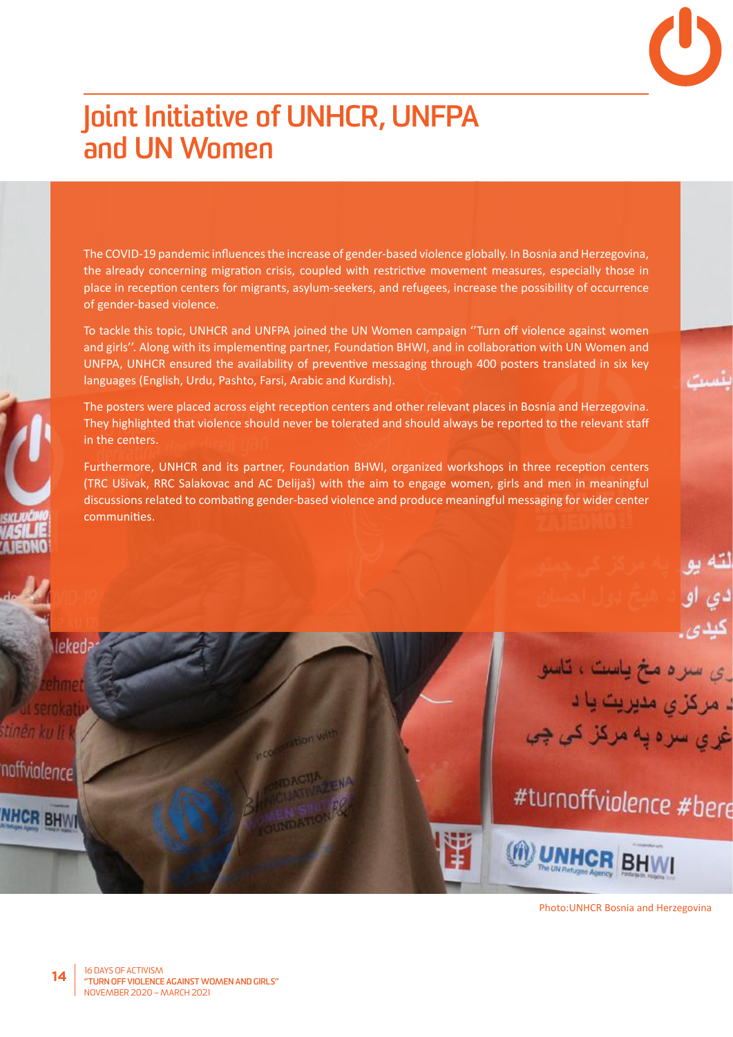# Joint Initiative of UNHCR, UNFPA and UN Women

The COVID-19 pandemic influences the increase of gender-based violence globally. In Bosnia and Herzegovina, the already concerning migration crisis, coupled with restrictive movement measures, especially those in place in reception centers for migrants, asylum-seekers, and refugees, increase the possibility of occurrence of gender-based violence.

To tackle this topic, UNHCR and UNFPA joined the UN Women campaign ''Turn off violence against women and girls''. Along with its implementing partner, Foundation BHWI, and in collaboration with UN Women and UNFPA, UNHCR ensured the availability of preventive messaging through 400 posters translated in six key languages (English, Urdu, Pashto, Farsi, Arabic and Kurdish).

The posters were placed across eight reception centers and other relevant places in Bosnia and Herzegovina. They highlighted that violence should never be tolerated and should always be reported to the relevant staff in the centers.

Furthermore, UNHCR and its partner, Foundation BHWI, organized workshops in three reception centers (TRC Ušivak, RRC Salakovac and AC Delijaš) with the aim to engage women, girls and men in meaningful discussions related to combating gender-based violence and produce meaningful messaging for wider center communities.

Photo:UNHCR Bosnia and Herzegovina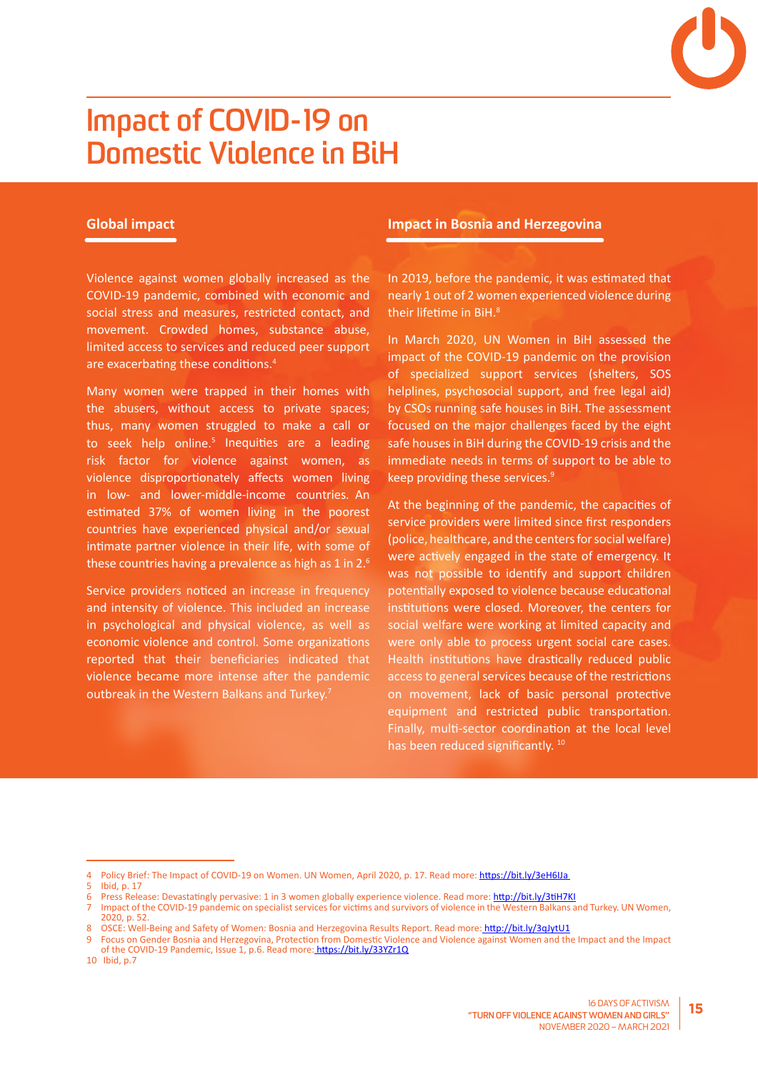# Impact of COVID-19 on Domestic Violence in BiH

## Global impact

Violence against women globally increased as the COVID-19 pandemic, combined with economic and social stress and measures, restricted contact, and movement. Crowded homes, substance abuse, limited access to services and reduced peer support are exacerbating these conditions.[4]

Many women were trapped in their homes with the abusers, without access to private spaces; thus, many women struggled to make a call or to seek help online.[5] Inequities are a leading risk factor for violence against women, as violence disproportionately affects women living in low- and lower-middle-income countries. An estimated 37% of women living in the poorest countries have experienced physical and/or sexual intimate partner violence in their life, with some of these countries having a prevalence as high as 1 in 2.[6]

Service providers noticed an increase in frequency and intensity of violence. This included an increase in psychological and physical violence, as well as economic violence and control. Some organizations reported that their beneficiaries indicated that violence became more intense after the pandemic outbreak in the Western Balkans and Turkey.[7]

## Impact in Bosnia and Herzegovina

In 2019, before the pandemic, it was estimated that nearly 1 out of 2 women experienced violence during their lifetime in BiH.[8]

In March 2020, UN Women in BiH assessed the impact of the COVID-19 pandemic on the provision of specialized support services (shelters, SOS helplines, psychosocial support, and free legal aid) by CSOs running safe houses in BiH. The assessment focused on the major challenges faced by the eight safe houses in BiH during the COVID-19 crisis and the immediate needs in terms of support to be able to keep providing these services.[9]

At the beginning of the pandemic, the capacities of service providers were limited since first responders (police, healthcare, and the centers for social welfare) were actively engaged in the state of emergency. It was not possible to identify and support children potentially exposed to violence because educational institutions were closed. Moreover, the centers for social welfare were working at limited capacity and were only able to process urgent social care cases. Health institutions have drastically reduced public access to general services because of the restrictions on movement, lack of basic personal protective equipment and restricted public transportation. Finally, multi-sector coordination at the local level has been reduced significantly.[10]

---

4 Policy Brief: The Impact of COVID-19 on Women. UN Women, April 2020, p. 17. Read more: https://bit.ly/3eH6lJa

5 Ibid, p. 17

6 Press Release: Devastatingly pervasive: 1 in 3 women globally experience violence. Read more: http://bit.ly/3tiH7KI

7 Impact of the COVID-19 pandemic on specialist services for victims and survivors of violence in the Western Balkans and Turkey. UN Women, 2020, p. 52.

8 OSCE: Well-Being and Safety of Women: Bosnia and Herzegovina Results Report. Read more: http://bit.ly/3qJytU1

9 Focus on Gender Bosnia and Herzegovina, Protection from Domestic Violence and Violence against Women and the Impact and the Impact of the COVID-19 Pandemic, Issue 1, p.6. Read more: https://bit.ly/33YZr1Q

10 Ibid, p.7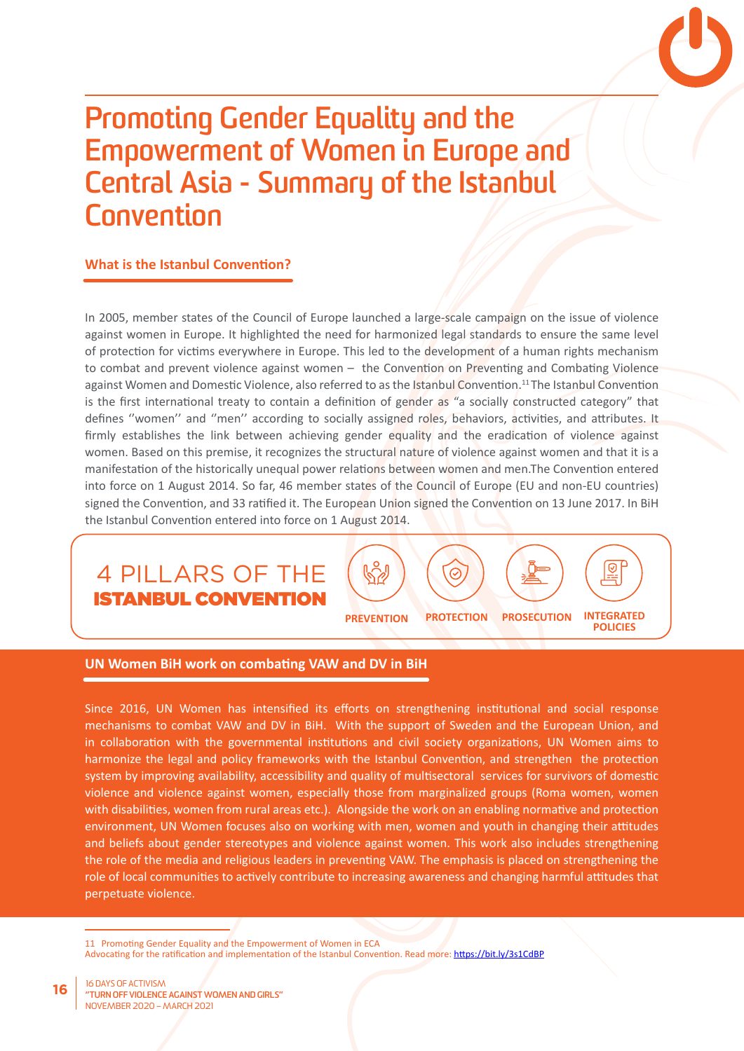# Promoting Gender Equality and the Empowerment of Women in Europe and Central Asia - Summary of the Istanbul Convention

## What is the Istanbul Convention?

In 2005, member states of the Council of Europe launched a large-scale campaign on the issue of violence against women in Europe. It highlighted the need for harmonized legal standards to ensure the same level of protection for victims everywhere in Europe. This led to the development of a human rights mechanism to combat and prevent violence against women – the Convention on Preventing and Combating Violence against Women and Domestic Violence, also referred to as the Istanbul Convention.[11] The Istanbul Convention is the first international treaty to contain a definition of gender as "a socially constructed category" that defines ''women'' and ''men'' according to socially assigned roles, behaviors, activities, and attributes. It firmly establishes the link between achieving gender equality and the eradication of violence against women. Based on this premise, it recognizes the structural nature of violence against women and that it is a manifestation of the historically unequal power relations between women and men.The Convention entered into force on 1 August 2014. So far, 46 member states of the Council of Europe (EU and non-EU countries) signed the Convention, and 33 ratified it. The European Union signed the Convention on 13 June 2017. In BiH the Istanbul Convention entered into force on 1 August 2014.

**4 PILLARS OF THE ISTANBUL CONVENTION**

- PREVENTION
- PROTECTION
- PROSECUTION
- INTEGRATED POLICIES

## UN Women BiH work on combating VAW and DV in BiH

Since 2016, UN Women has intensified its efforts on strengthening institutional and social response mechanisms to combat VAW and DV in BiH. With the support of Sweden and the European Union, and in collaboration with the governmental institutions and civil society organizations, UN Women aims to harmonize the legal and policy frameworks with the Istanbul Convention, and strengthen the protection system by improving availability, accessibility and quality of multisectoral services for survivors of domestic violence and violence against women, especially those from marginalized groups (Roma women, women with disabilities, women from rural areas etc.). Alongside the work on an enabling normative and protection environment, UN Women focuses also on working with men, women and youth in changing their attitudes and beliefs about gender stereotypes and violence against women. This work also includes strengthening the role of the media and religious leaders in preventing VAW. The emphasis is placed on strengthening the role of local communities to actively contribute to increasing awareness and changing harmful attitudes that perpetuate violence.

---

11 Promoting Gender Equality and the Empowerment of Women in ECA
Advocating for the ratification and implementation of the Istanbul Convention. Read more: https://bit.ly/3s1CdBP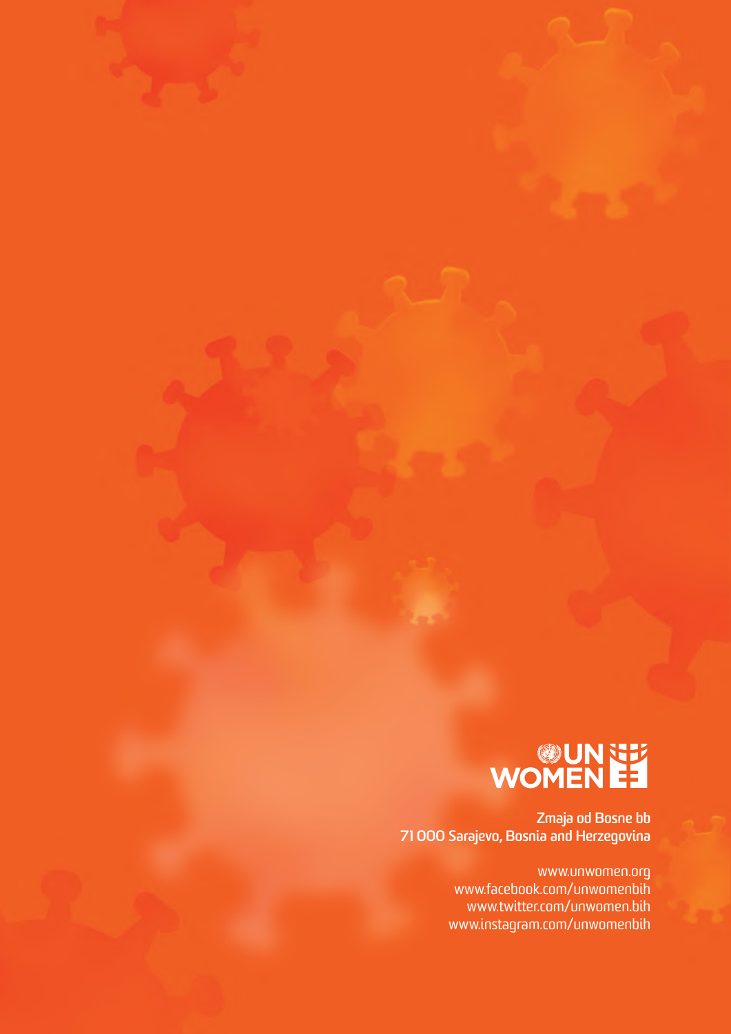UN WOMEN

**Zmaja od Bosne bb**
**71 000 Sarajevo, Bosnia and Herzegovina**

www.unwomen.org
www.facebook.com/unwomenbih
www.twitter.com/unwomen.bih
www.instagram.com/unwomenbih